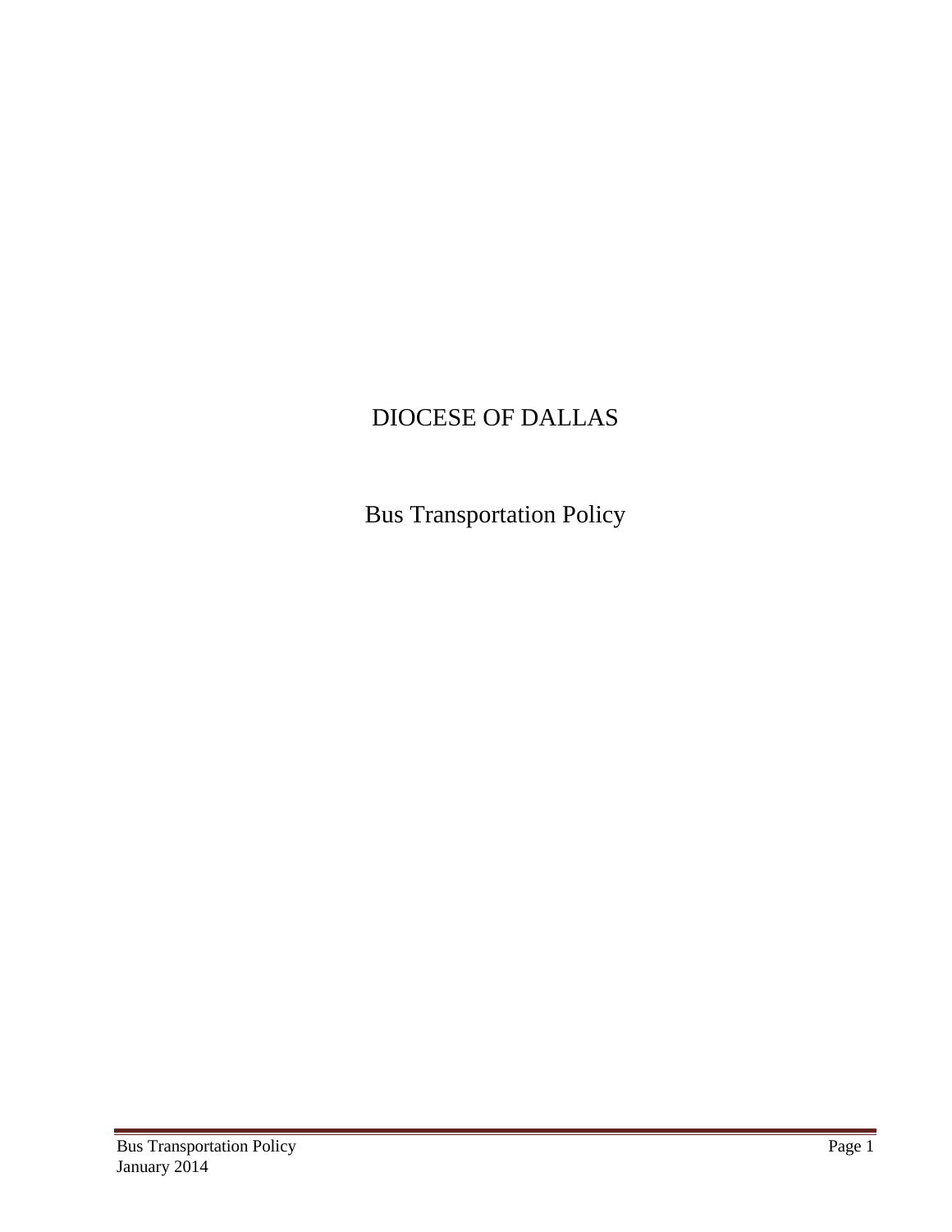# DIOCESE OF DALLAS

## Bus Transportation Policy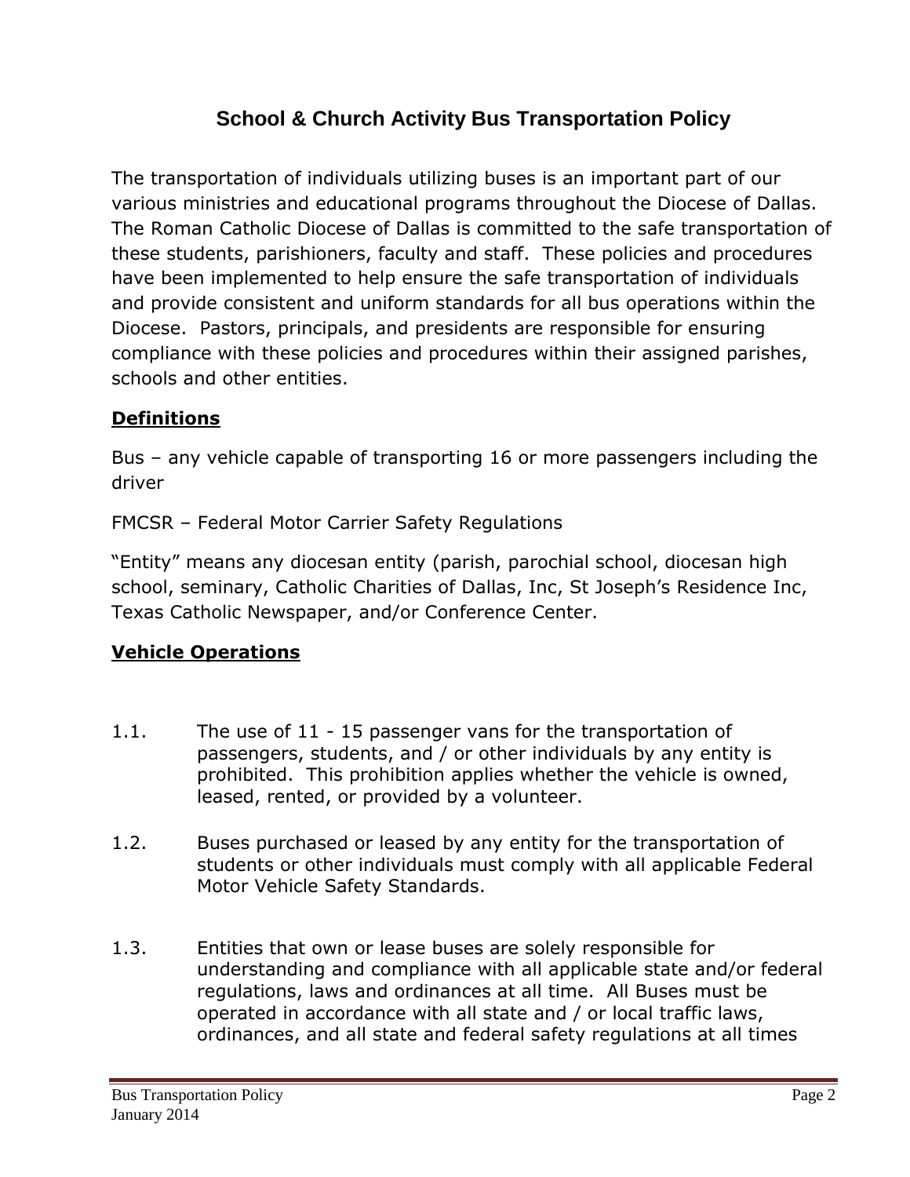# School & Church Activity Bus Transportation Policy

The transportation of individuals utilizing buses is an important part of our various ministries and educational programs throughout the Diocese of Dallas. The Roman Catholic Diocese of Dallas is committed to the safe transportation of these students, parishioners, faculty and staff. These policies and procedures have been implemented to help ensure the safe transportation of individuals and provide consistent and uniform standards for all bus operations within the Diocese. Pastors, principals, and presidents are responsible for ensuring compliance with these policies and procedures within their assigned parishes, schools and other entities.

## **Definitions**

Bus – any vehicle capable of transporting 16 or more passengers including the driver

FMCSR – Federal Motor Carrier Safety Regulations

"Entity" means any diocesan entity (parish, parochial school, diocesan high school, seminary, Catholic Charities of Dallas, Inc, St Joseph's Residence Inc, Texas Catholic Newspaper, and/or Conference Center.

## **Vehicle Operations**

1.1. The use of 11 - 15 passenger vans for the transportation of passengers, students, and / or other individuals by any entity is prohibited. This prohibition applies whether the vehicle is owned, leased, rented, or provided by a volunteer.

1.2. Buses purchased or leased by any entity for the transportation of students or other individuals must comply with all applicable Federal Motor Vehicle Safety Standards.

1.3. Entities that own or lease buses are solely responsible for understanding and compliance with all applicable state and/or federal regulations, laws and ordinances at all time. All Buses must be operated in accordance with all state and / or local traffic laws, ordinances, and all state and federal safety regulations at all times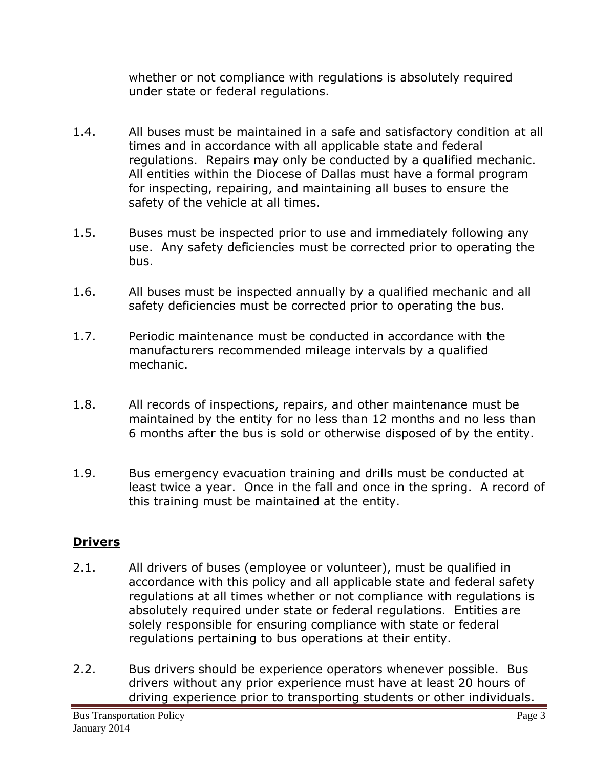whether or not compliance with regulations is absolutely required under state or federal regulations.

1.4. All buses must be maintained in a safe and satisfactory condition at all times and in accordance with all applicable state and federal regulations. Repairs may only be conducted by a qualified mechanic. All entities within the Diocese of Dallas must have a formal program for inspecting, repairing, and maintaining all buses to ensure the safety of the vehicle at all times.

1.5. Buses must be inspected prior to use and immediately following any use. Any safety deficiencies must be corrected prior to operating the bus.

1.6. All buses must be inspected annually by a qualified mechanic and all safety deficiencies must be corrected prior to operating the bus.

1.7. Periodic maintenance must be conducted in accordance with the manufacturers recommended mileage intervals by a qualified mechanic.

1.8. All records of inspections, repairs, and other maintenance must be maintained by the entity for no less than 12 months and no less than 6 months after the bus is sold or otherwise disposed of by the entity.

1.9. Bus emergency evacuation training and drills must be conducted at least twice a year. Once in the fall and once in the spring. A record of this training must be maintained at the entity.

## Drivers

2.1. All drivers of buses (employee or volunteer), must be qualified in accordance with this policy and all applicable state and federal safety regulations at all times whether or not compliance with regulations is absolutely required under state or federal regulations. Entities are solely responsible for ensuring compliance with state or federal regulations pertaining to bus operations at their entity.

2.2. Bus drivers should be experience operators whenever possible. Bus drivers without any prior experience must have at least 20 hours of driving experience prior to transporting students or other individuals.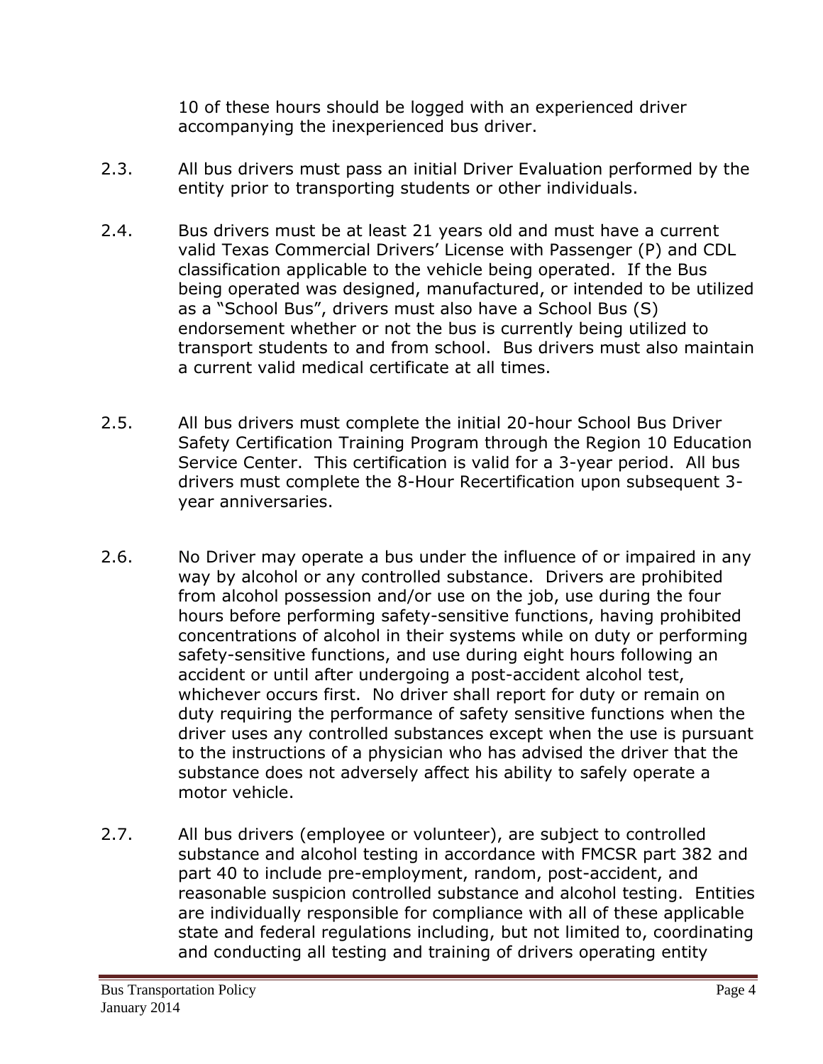10 of these hours should be logged with an experienced driver accompanying the inexperienced bus driver.

2.3. All bus drivers must pass an initial Driver Evaluation performed by the entity prior to transporting students or other individuals.

2.4. Bus drivers must be at least 21 years old and must have a current valid Texas Commercial Drivers' License with Passenger (P) and CDL classification applicable to the vehicle being operated. If the Bus being operated was designed, manufactured, or intended to be utilized as a "School Bus", drivers must also have a School Bus (S) endorsement whether or not the bus is currently being utilized to transport students to and from school. Bus drivers must also maintain a current valid medical certificate at all times.

2.5. All bus drivers must complete the initial 20-hour School Bus Driver Safety Certification Training Program through the Region 10 Education Service Center. This certification is valid for a 3-year period. All bus drivers must complete the 8-Hour Recertification upon subsequent 3-year anniversaries.

2.6. No Driver may operate a bus under the influence of or impaired in any way by alcohol or any controlled substance. Drivers are prohibited from alcohol possession and/or use on the job, use during the four hours before performing safety-sensitive functions, having prohibited concentrations of alcohol in their systems while on duty or performing safety-sensitive functions, and use during eight hours following an accident or until after undergoing a post-accident alcohol test, whichever occurs first. No driver shall report for duty or remain on duty requiring the performance of safety sensitive functions when the driver uses any controlled substances except when the use is pursuant to the instructions of a physician who has advised the driver that the substance does not adversely affect his ability to safely operate a motor vehicle.

2.7. All bus drivers (employee or volunteer), are subject to controlled substance and alcohol testing in accordance with FMCSR part 382 and part 40 to include pre-employment, random, post-accident, and reasonable suspicion controlled substance and alcohol testing. Entities are individually responsible for compliance with all of these applicable state and federal regulations including, but not limited to, coordinating and conducting all testing and training of drivers operating entity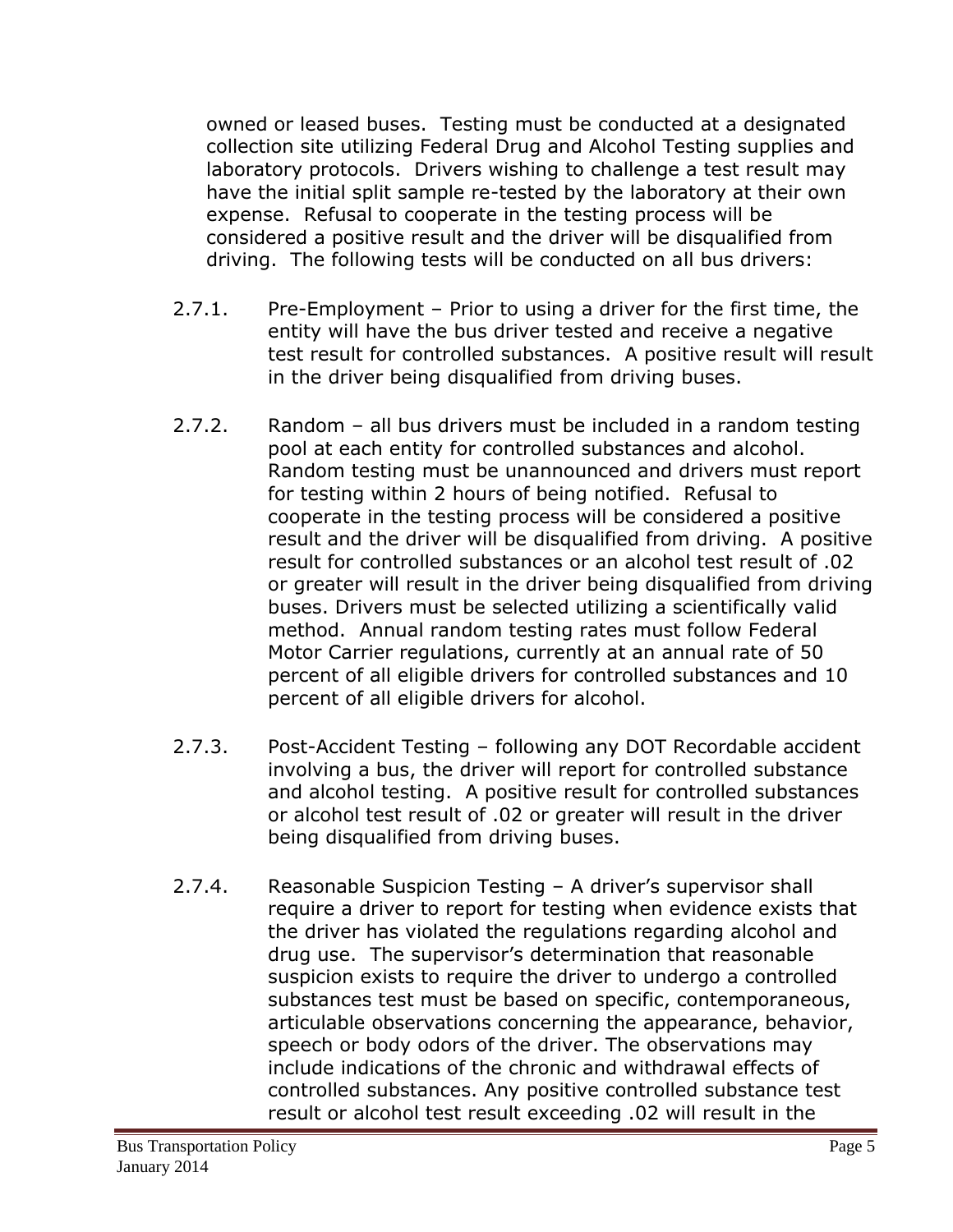owned or leased buses. Testing must be conducted at a designated collection site utilizing Federal Drug and Alcohol Testing supplies and laboratory protocols. Drivers wishing to challenge a test result may have the initial split sample re-tested by the laboratory at their own expense. Refusal to cooperate in the testing process will be considered a positive result and the driver will be disqualified from driving. The following tests will be conducted on all bus drivers:

2.7.1. Pre-Employment – Prior to using a driver for the first time, the entity will have the bus driver tested and receive a negative test result for controlled substances. A positive result will result in the driver being disqualified from driving buses.

2.7.2. Random – all bus drivers must be included in a random testing pool at each entity for controlled substances and alcohol. Random testing must be unannounced and drivers must report for testing within 2 hours of being notified. Refusal to cooperate in the testing process will be considered a positive result and the driver will be disqualified from driving. A positive result for controlled substances or an alcohol test result of .02 or greater will result in the driver being disqualified from driving buses. Drivers must be selected utilizing a scientifically valid method. Annual random testing rates must follow Federal Motor Carrier regulations, currently at an annual rate of 50 percent of all eligible drivers for controlled substances and 10 percent of all eligible drivers for alcohol.

2.7.3. Post-Accident Testing – following any DOT Recordable accident involving a bus, the driver will report for controlled substance and alcohol testing. A positive result for controlled substances or alcohol test result of .02 or greater will result in the driver being disqualified from driving buses.

2.7.4. Reasonable Suspicion Testing – A driver's supervisor shall require a driver to report for testing when evidence exists that the driver has violated the regulations regarding alcohol and drug use. The supervisor's determination that reasonable suspicion exists to require the driver to undergo a controlled substances test must be based on specific, contemporaneous, articulable observations concerning the appearance, behavior, speech or body odors of the driver. The observations may include indications of the chronic and withdrawal effects of controlled substances. Any positive controlled substance test result or alcohol test result exceeding .02 will result in the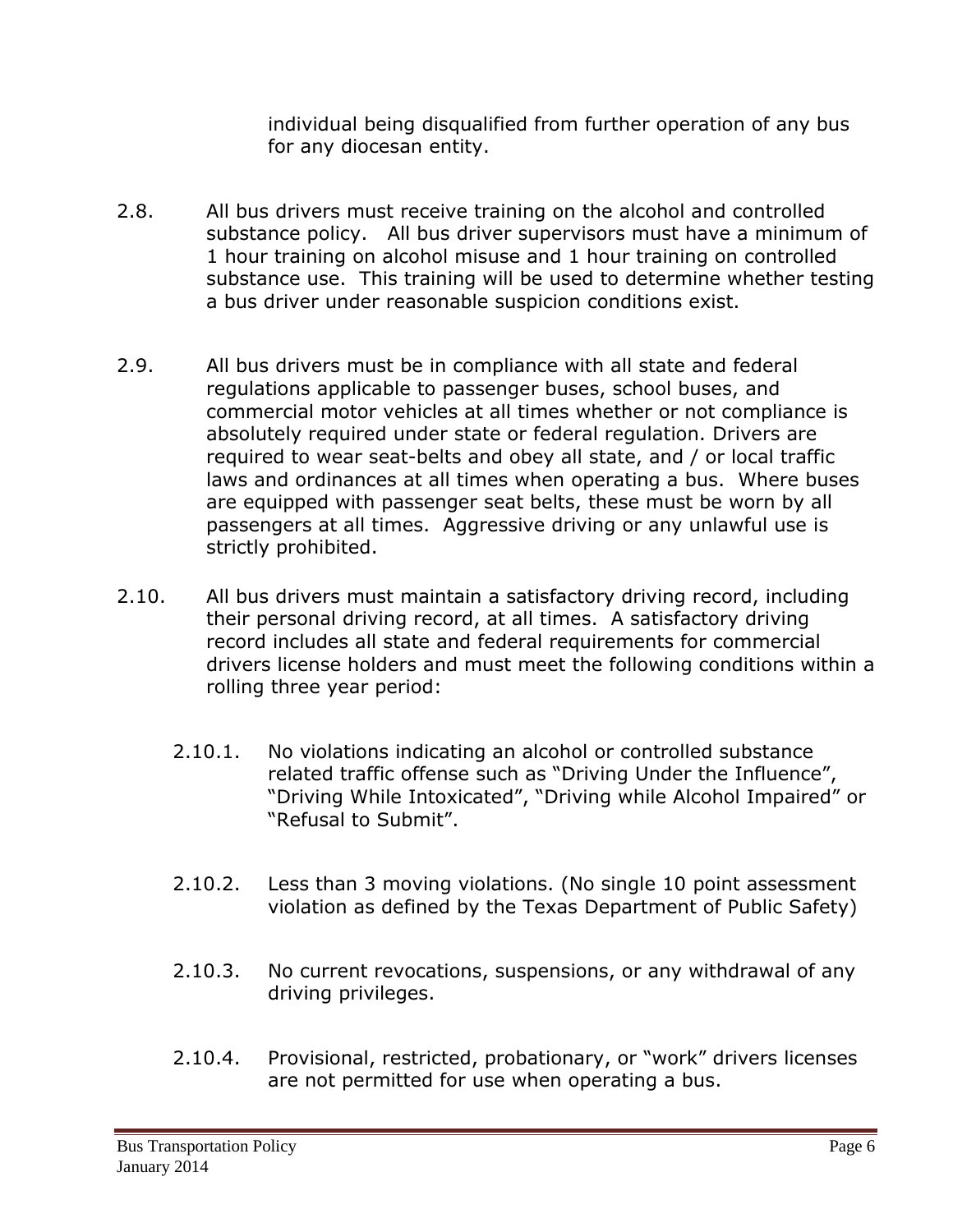individual being disqualified from further operation of any bus for any diocesan entity.

2.8. All bus drivers must receive training on the alcohol and controlled substance policy. All bus driver supervisors must have a minimum of 1 hour training on alcohol misuse and 1 hour training on controlled substance use. This training will be used to determine whether testing a bus driver under reasonable suspicion conditions exist.

2.9. All bus drivers must be in compliance with all state and federal regulations applicable to passenger buses, school buses, and commercial motor vehicles at all times whether or not compliance is absolutely required under state or federal regulation. Drivers are required to wear seat-belts and obey all state, and / or local traffic laws and ordinances at all times when operating a bus. Where buses are equipped with passenger seat belts, these must be worn by all passengers at all times. Aggressive driving or any unlawful use is strictly prohibited.

2.10. All bus drivers must maintain a satisfactory driving record, including their personal driving record, at all times. A satisfactory driving record includes all state and federal requirements for commercial drivers license holders and must meet the following conditions within a rolling three year period:

- 2.10.1. No violations indicating an alcohol or controlled substance related traffic offense such as "Driving Under the Influence", "Driving While Intoxicated", "Driving while Alcohol Impaired" or "Refusal to Submit".

- 2.10.2. Less than 3 moving violations. (No single 10 point assessment violation as defined by the Texas Department of Public Safety)

- 2.10.3. No current revocations, suspensions, or any withdrawal of any driving privileges.

- 2.10.4. Provisional, restricted, probationary, or "work" drivers licenses are not permitted for use when operating a bus.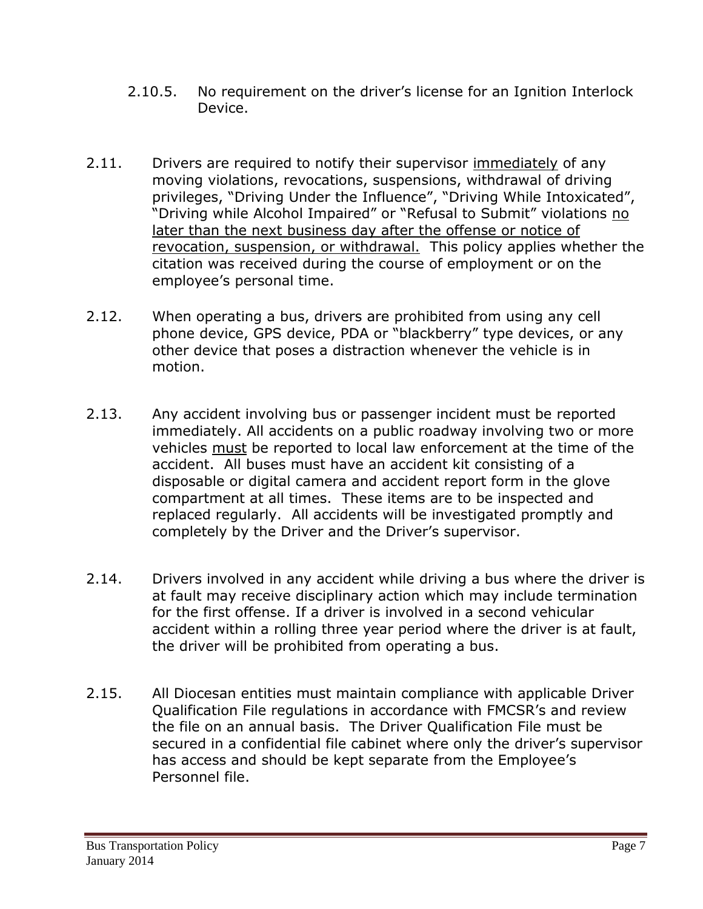2.10.5. No requirement on the driver's license for an Ignition Interlock Device.

2.11. Drivers are required to notify their supervisor <u>immediately</u> of any moving violations, revocations, suspensions, withdrawal of driving privileges, "Driving Under the Influence", "Driving While Intoxicated", "Driving while Alcohol Impaired" or "Refusal to Submit" violations <u>no later than the next business day after the offense or notice of revocation, suspension, or withdrawal.</u> This policy applies whether the citation was received during the course of employment or on the employee's personal time.

2.12. When operating a bus, drivers are prohibited from using any cell phone device, GPS device, PDA or "blackberry" type devices, or any other device that poses a distraction whenever the vehicle is in motion.

2.13. Any accident involving bus or passenger incident must be reported immediately. All accidents on a public roadway involving two or more vehicles <u>must</u> be reported to local law enforcement at the time of the accident. All buses must have an accident kit consisting of a disposable or digital camera and accident report form in the glove compartment at all times. These items are to be inspected and replaced regularly. All accidents will be investigated promptly and completely by the Driver and the Driver's supervisor.

2.14. Drivers involved in any accident while driving a bus where the driver is at fault may receive disciplinary action which may include termination for the first offense. If a driver is involved in a second vehicular accident within a rolling three year period where the driver is at fault, the driver will be prohibited from operating a bus.

2.15. All Diocesan entities must maintain compliance with applicable Driver Qualification File regulations in accordance with FMCSR's and review the file on an annual basis. The Driver Qualification File must be secured in a confidential file cabinet where only the driver's supervisor has access and should be kept separate from the Employee's Personnel file.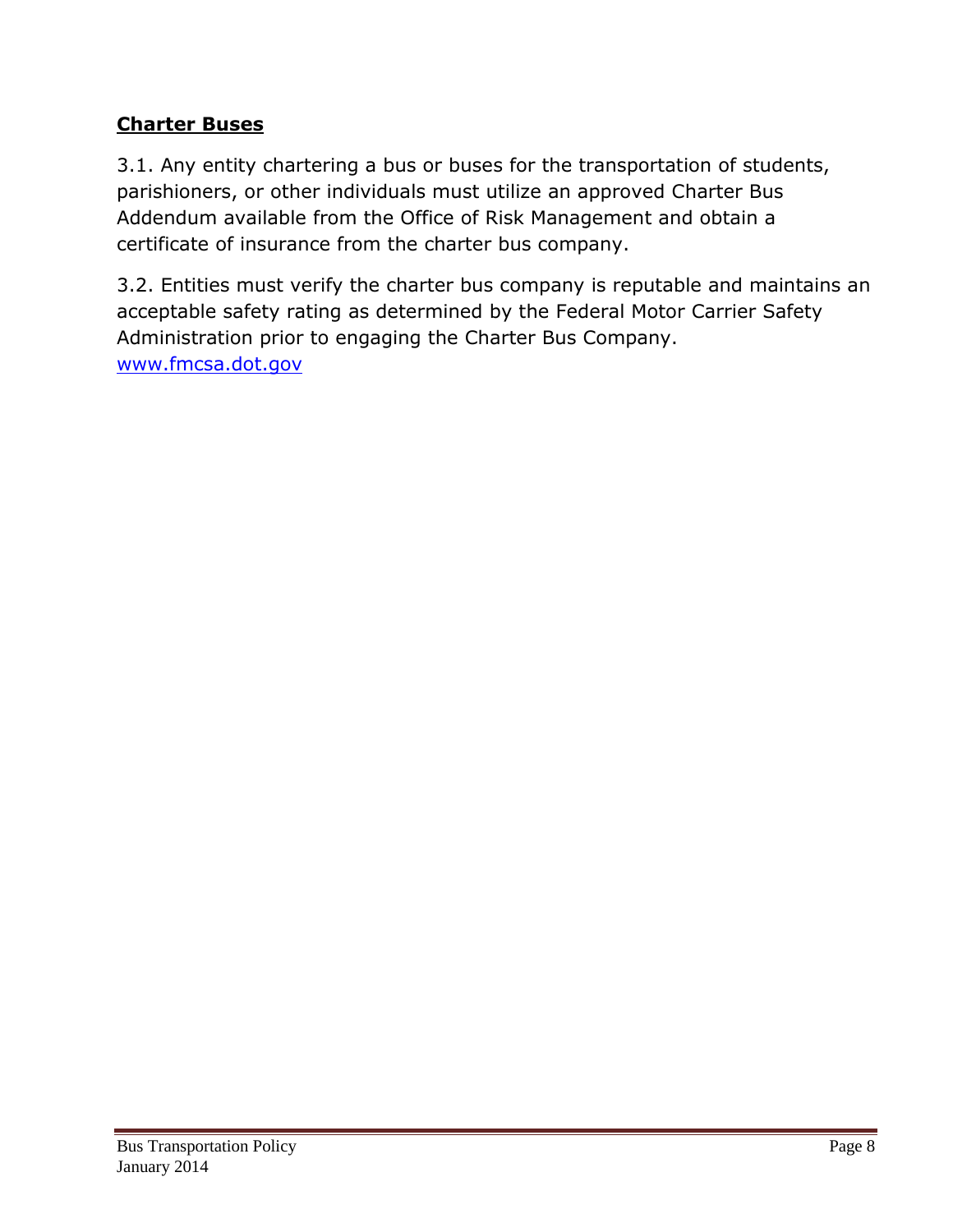## **Charter Buses**

3.1. Any entity chartering a bus or buses for the transportation of students, parishioners, or other individuals must utilize an approved Charter Bus Addendum available from the Office of Risk Management and obtain a certificate of insurance from the charter bus company.

3.2. Entities must verify the charter bus company is reputable and maintains an acceptable safety rating as determined by the Federal Motor Carrier Safety Administration prior to engaging the Charter Bus Company. [www.fmcsa.dot.gov](http://www.fmcsa.dot.gov)